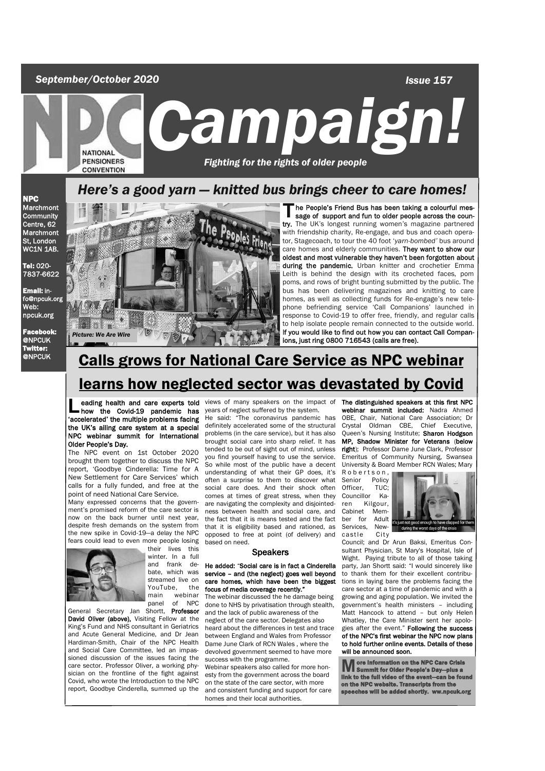*September/October 2020* *Issue 157*

# Campaign!

NATIONAL PENSIONERS CONVENTION

*Fighting for the rights of older people*

**NPC**
Marchmont Community Centre, 62 Marchmont St, London WC1N 1AB.

**Tel:** 020-7837-6622

**Email:** info@npcuk.org
Web: npcuk.org

**Facebook:** @NPCUK
**Twitter:** @NPCUK

## *Here's a good yarn — knitted bus brings cheer to care homes!*

*Picture: We Are Wire*

**The People's Friend Bus has been taking a colourful message of support and fun to older people across the country.** The UK's longest running women's magazine partnered with friendship charity, Re-engage, and bus and coach operator, Stagecoach, to tour the 40 foot '*yarn-bombed'* bus around care homes and elderly communities. **They want to show our oldest and most vulnerable they haven't been forgotten about during the pandemic.** Urban knitter and crochetier Emma Leith is behind the design with its crocheted faces, pom poms, and rows of bright bunting submitted by the public. The bus has been delivering magazines and knitting to care homes, as well as collecting funds for Re-engage's new telephone befriending service 'Call Companions' launched in response to Covid-19 to offer free, friendly, and regular calls to help isolate people remain connected to the outside world. **If you would like to find out how you can contact Call Companions, just ring 0800 716543 (calls are free).**

## Calls grows for National Care Service as NPC webinar learns how neglected sector was devastated by Covid

**Leading health and care experts told how the Covid-19 pandemic has 'accelerated' the multiple problems facing the UK's ailing care system at a special NPC webinar summit for International Older People's Day.**

The NPC event on 1st October 2020 brought them together to discuss the NPC report, 'Goodbye Cinderella: Time for A New Settlement for Care Services' which calls for a fully funded, and free at the point of need National Care Service.

Many expressed concerns that the government's promised reform of the care sector is now on the back burner until next year, despite fresh demands on the system from the new spike in Covid-19—a delay the NPC fears could lead to even more people losing their lives this winter. In a full and frank debate, which was streamed live on YouTube, the main webinar panel of NPC General Secretary Jan Shortt, **Professor David Oliver (above),** Visiting Fellow at the King's Fund and NHS consultant in Geriatrics and Acute General Medicine, and Dr Jean Hardiman-Smith, Chair of the NPC Health and Social Care Committee, led an impassioned discussion of the issues facing the care sector. Professor Oliver, a working physician on the frontline of the fight against Covid, who wrote the Introduction to the NPC report, Goodbye Cinderella, summed up the views of many speakers on the impact of years of neglect suffered by the system.

He said: "The coronavirus pandemic has definitely accelerated some of the structural problems (in the care service), but it has also brought social care into sharp relief. It has tended to be out of sight out of mind, unless you find yourself having to use the service. So while most of the public have a decent understanding of what their GP does, it's often a surprise to them to discover what social care does. And their shock often comes at times of great stress, when they are navigating the complexity and disjointedness between health and social care, and the fact that it is means tested and the fact that it is eligibility based and rationed, as opposed to free at point (of delivery) and based on need.

### Speakers

**He added: "Social care is in fact a Cinderella service – and (the neglect) goes well beyond care homes, which have been the biggest focus of media coverage recently."**

The webinar discussed the he damage being done to NHS by privatisation through stealth, and the lack of public awareness of the neglect of the care sector. Delegates also heard about the differences in test and trace between England and Wales from Professor Dame June Clark of RCN Wales , where the devolved government seemed to have more success with the programme.

Webinar speakers also called for more honesty from the government across the board on the state of the care sector, with more and consistent funding and support for care homes and their local authorities.

**The distinguished speakers at this first NPC webinar summit included:** Nadra Ahmed OBE, Chair, National Care Association; Dr Crystal Oldman CBE, Chief Executive, Queen's Nursing Institute; **Sharon Hodgson MP, Shadow Minister for Veterans (below right)**; Professor Dame June Clark, Professor Emeritus of Community Nursing, Swansea University & Board Member RCN Wales; Mary Robertson, Senior Policy Officer, TUC; Councillor Karen Kilgour, Cabinet Member for Adult Services, Newcastle City Council; and Dr Arun Baksi, Emeritus Consultant Physician, St Mary's Hospital, Isle of Wight.

it's just not good enough to have clapped for them during the worst days of the crisis

Paying tribute to all of those taking party, Jan Shortt said: "I would sincerely like to thank them for their excellent contributions in laying bare the problems facing the care sector at a time of pandemic and with a growing and aging population. We invited the government's health ministers – including Matt Hancock to attend – but only Helen Whatley, the Care Minister sent her apologies after the event." **Following the success of the NPC's first webinar the NPC now plans to hold further online events. Details of these will be announced soon.**

**More information on the NPC Care Crisis Summit for Older People's Day—plus a link to the full video of the event—can be found on the NPC website. Transcripts from the speeches will be added shortly. ww.npcuk.org**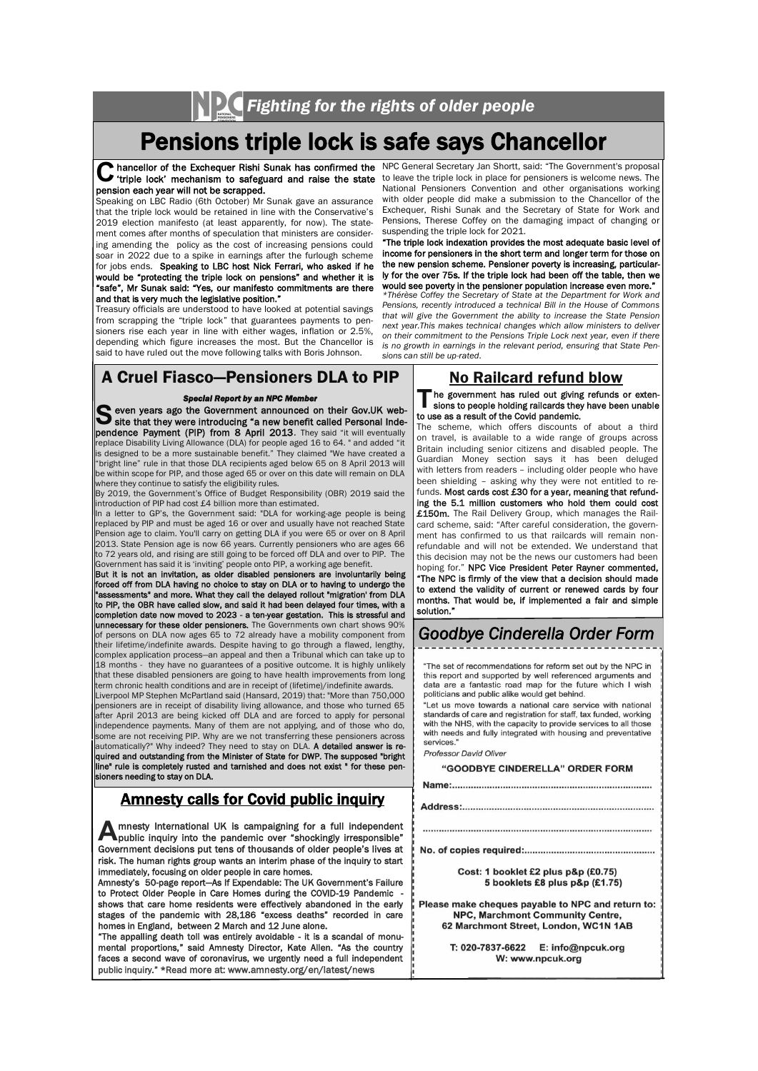## *Fighting for the rights of older people*

# Pensions triple lock is safe says Chancellor

**Chancellor of the Exchequer Rishi Sunak has confirmed the 'triple lock' mechanism to safeguard and raise the state pension each year will not be scrapped.**

Speaking on LBC Radio (6th October) Mr Sunak gave an assurance that the triple lock would be retained in line with the Conservative's 2019 election manifesto (at least apparently, for now). The statement comes after months of speculation that ministers are considering amending the policy as the cost of increasing pensions could soar in 2022 due to a spike in earnings after the furlough scheme for jobs ends. **Speaking to LBC host Nick Ferrari, who asked if he would be "protecting the triple lock on pensions" and whether it is "safe", Mr Sunak said: "Yes, our manifesto commitments are there and that is very much the legislative position."**

Treasury officials are understood to have looked at potential savings from scrapping the "triple lock" that guarantees payments to pensioners rise each year in line with either wages, inflation or 2.5%, depending which figure increases the most. But the Chancellor is said to have ruled out the move following talks with Boris Johnson.

NPC General Secretary Jan Shortt, said: "The Government's proposal to leave the triple lock in place for pensioners is welcome news. The National Pensioners Convention and other organisations working with older people did make a submission to the Chancellor of the Exchequer, Rishi Sunak and the Secretary of State for Work and Pensions, Therese Coffey on the damaging impact of changing or suspending the triple lock for 2021.

**"The triple lock indexation provides the most adequate basic level of income for pensioners in the short term and longer term for those on the new pension scheme. Pensioner poverty is increasing, particularly for the over 75s. If the triple lock had been off the table, then we would see poverty in the pensioner population increase even more."**

*\*Thérèse Coffey the Secretary of State at the Department for Work and Pensions, recently introduced a technical Bill in the House of Commons that will give the Government the ability to increase the State Pension next year.This makes technical changes which allow ministers to deliver on their commitment to the Pensions Triple Lock next year, even if there is no growth in earnings in the relevant period, ensuring that State Pensions can still be up-rated.*

## A Cruel Fiasco—Pensioners DLA to PIP

***Special Report by an NPC Member***

**Seven years ago the Government announced on their Gov.UK website that they were introducing "a new benefit called Personal Independence Payment (PIP) from 8 April 2013**. They said "it will eventually replace Disability Living Allowance (DLA) for people aged 16 to 64. " and added "it is designed to be a more sustainable benefit." They claimed "We have created a "bright line" rule in that those DLA recipients aged below 65 on 8 April 2013 will be within scope for PIP, and those aged 65 or over on this date will remain on DLA where they continue to satisfy the eligibility rules.

By 2019, the Government's Office of Budget Responsibility (OBR) 2019 said the introduction of PIP had cost £4 billion more than estimated.

In a letter to GP's, the Government said: "DLA for working-age people is being replaced by PIP and must be aged 16 or over and usually have not reached State Pension age to claim. You'll carry on getting DLA if you were 65 or over on 8 April 2013. State Pension age is now 66 years. Currently pensioners who are ages 66 to 72 years old, and rising are still going to be forced off DLA and over to PIP. The Government has said it is 'inviting' people onto PIP, a working age benefit.

**But it is not an invitation, as older disabled pensioners are involuntarily being forced off from DLA having no choice to stay on DLA or to having to undergo the "assessments" and more. What they call the delayed rollout "migration' from DLA to PIP, the OBR have called slow, and said it had been delayed four times, with a completion date now moved to 2023 - a ten-year gestation. This is stressful and unnecessary for these older pensioners.** The Governments own chart shows 90% of persons on DLA now ages 65 to 72 already have a mobility component from their lifetime/indefinite awards. Despite having to go through a flawed, lengthy, complex application process—an appeal and then a Tribunal which can take up to 18 months - they have no guarantees of a positive outcome. It is highly unlikely that these disabled pensioners are going to have health improvements from long term chronic health conditions and are in receipt of (lifetime)/indefinite awards.

Liverpool MP Stephen McPartland said (Hansard, 2019) that: "More than 750,000 pensioners are in receipt of disability living allowance, and those who turned 65 after April 2013 are being kicked off DLA and are forced to apply for personal independence payments. Many of them are not applying, and of those who do, some are not receiving PIP. Why are we not transferring these pensioners across automatically?" Why indeed? They need to stay on DLA. **A detailed answer is required and outstanding from the Minister of State for DWP. The supposed "bright line" rule is completely rusted and tarnished and does not exist " for these pensioners needing to stay on DLA.**

## Amnesty calls for Covid public inquiry

**Amnesty International UK is campaigning for a full independent public inquiry into the pandemic over "shockingly irresponsible" Government decisions put tens of thousands of older people's lives at risk. The human rights group wants an interim phase of the inquiry to start immediately, focusing on older people in care homes.**

Amnesty's 50-page report—As If Expendable: The UK Government's Failure to Protect Older People in Care Homes during the COVID-19 Pandemic - shows that care home residents were effectively abandoned in the early stages of the pandemic with 28,186 "excess deaths" recorded in care homes in England, between 2 March and 12 June alone.

"The appalling death toll was entirely avoidable - it is a scandal of monumental proportions," said Amnesty Director, Kate Allen. "As the country faces a second wave of coronavirus, we urgently need a full independent public inquiry." \*Read more at: www.amnesty.org/en/latest/news

## No Railcard refund blow

**The government has ruled out giving refunds or extensions to people holding railcards they have been unable to use as a result of the Covid pandemic.**

The scheme, which offers discounts of about a third on travel, is available to a wide range of groups across Britain including senior citizens and disabled people. The Guardian Money section says it has been deluged with letters from readers – including older people who have been shielding – asking why they were not entitled to refunds. **Most cards cost £30 for a year, meaning that refunding the 5.1 million customers who hold them could cost £150m.** The Rail Delivery Group, which manages the Railcard scheme, said: "After careful consideration, the government has confirmed to us that railcards will remain non-refundable and will not be extended. We understand that this decision may not be the news our customers had been hoping for." **NPC Vice President Peter Rayner commented, "The NPC is firmly of the view that a decision should made to extend the validity of current or renewed cards by four months. That would be, if implemented a fair and simple solution."**

## *Goodbye Cinderella Order Form*

"The set of recommendations for reform set out by the NPC in this report and supported by well referenced arguments and data are a fantastic road map for the future which I wish politicians and public alike would get behind.

"Let us move towards a national care service with national standards of care and registration for staff, tax funded, working with the NHS, with the capacity to provide services to all those with needs and fully integrated with housing and preventative services."

*Professor David Oliver*

**"GOODBYE CINDERELLA" ORDER FORM**

**Name:**.........................................................................

**Address:**.....................................................................

....................................................................................

**No. of copies required:**..............................................

**Cost: 1 booklet £2 plus p&p (£0.75)**
**5 booklets £8 plus p&p (£1.75)**

**Please make cheques payable to NPC and return to:**
**NPC, Marchmont Community Centre,**
**62 Marchmont Street, London, WC1N 1AB**

**T: 020-7837-6622 E: info@npcuk.org**
**W: www.npcuk.org**